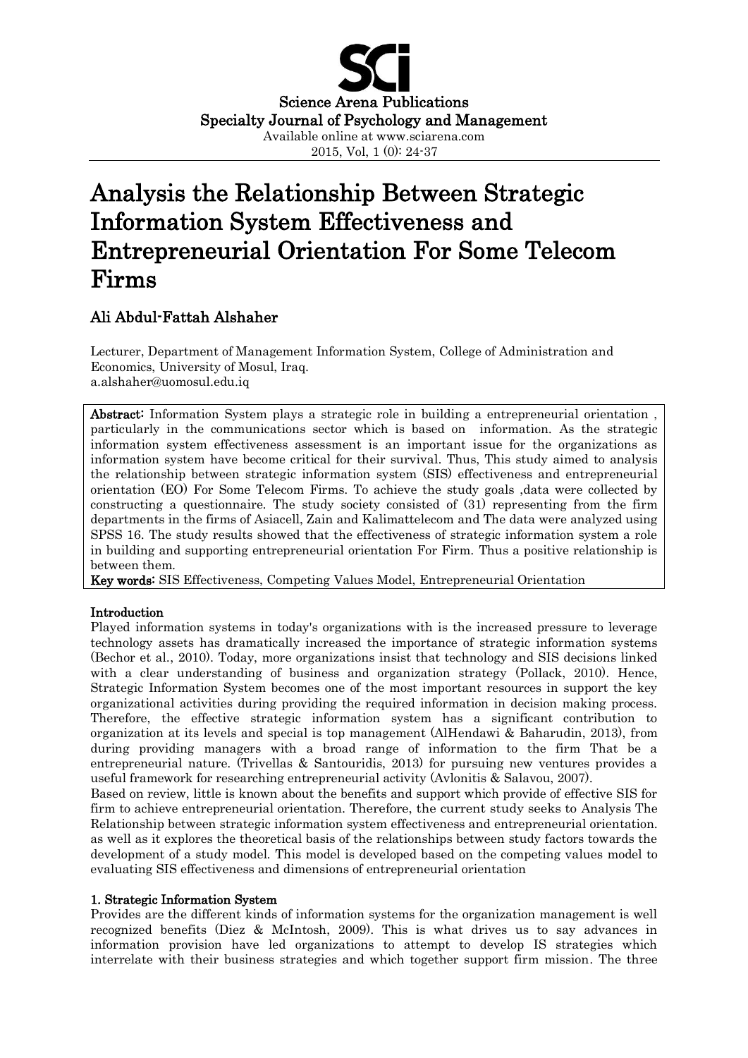Science Arena Publications
Specialty Journal of Psychology and Management
Available online at www.sciarena.com
2015, Vol, 1 (0): 24-37

# Analysis the Relationship Between Strategic Information System Effectiveness and Entrepreneurial Orientation For Some Telecom Firms

## Ali Abdul-Fattah Alshaher

Lecturer, Department of Management Information System, College of Administration and Economics, University of Mosul, Iraq.
a.alshaher@uomosul.edu.iq

**Abstract:** Information System plays a strategic role in building a entrepreneurial orientation , particularly in the communications sector which is based on information. As the strategic information system effectiveness assessment is an important issue for the organizations as information system have become critical for their survival. Thus, This study aimed to analysis the relationship between strategic information system (SIS) effectiveness and entrepreneurial orientation (EO) For Some Telecom Firms. To achieve the study goals ,data were collected by constructing a questionnaire. The study society consisted of (31) representing from the firm departments in the firms of Asiacell, Zain and Kalimattelecom and The data were analyzed using SPSS 16. The study results showed that the effectiveness of strategic information system a role in building and supporting entrepreneurial orientation For Firm. Thus a positive relationship is between them.

**Key words:** SIS Effectiveness, Competing Values Model, Entrepreneurial Orientation

## Introduction

Played information systems in today's organizations with is the increased pressure to leverage technology assets has dramatically increased the importance of strategic information systems (Bechor et al., 2010). Today, more organizations insist that technology and SIS decisions linked with a clear understanding of business and organization strategy (Pollack, 2010). Hence, Strategic Information System becomes one of the most important resources in support the key organizational activities during providing the required information in decision making process. Therefore, the effective strategic information system has a significant contribution to organization at its levels and special is top management (AlHendawi & Baharudin, 2013), from during providing managers with a broad range of information to the firm That be a entrepreneurial nature. (Trivellas & Santouridis, 2013) for pursuing new ventures provides a useful framework for researching entrepreneurial activity (Avlonitis & Salavou, 2007).

Based on review, little is known about the benefits and support which provide of effective SIS for firm to achieve entrepreneurial orientation. Therefore, the current study seeks to Analysis The Relationship between strategic information system effectiveness and entrepreneurial orientation. as well as it explores the theoretical basis of the relationships between study factors towards the development of a study model. This model is developed based on the competing values model to evaluating SIS effectiveness and dimensions of entrepreneurial orientation

## 1. Strategic Information System

Provides are the different kinds of information systems for the organization management is well recognized benefits (Diez & McIntosh, 2009). This is what drives us to say advances in information provision have led organizations to attempt to develop IS strategies which interrelate with their business strategies and which together support firm mission. The three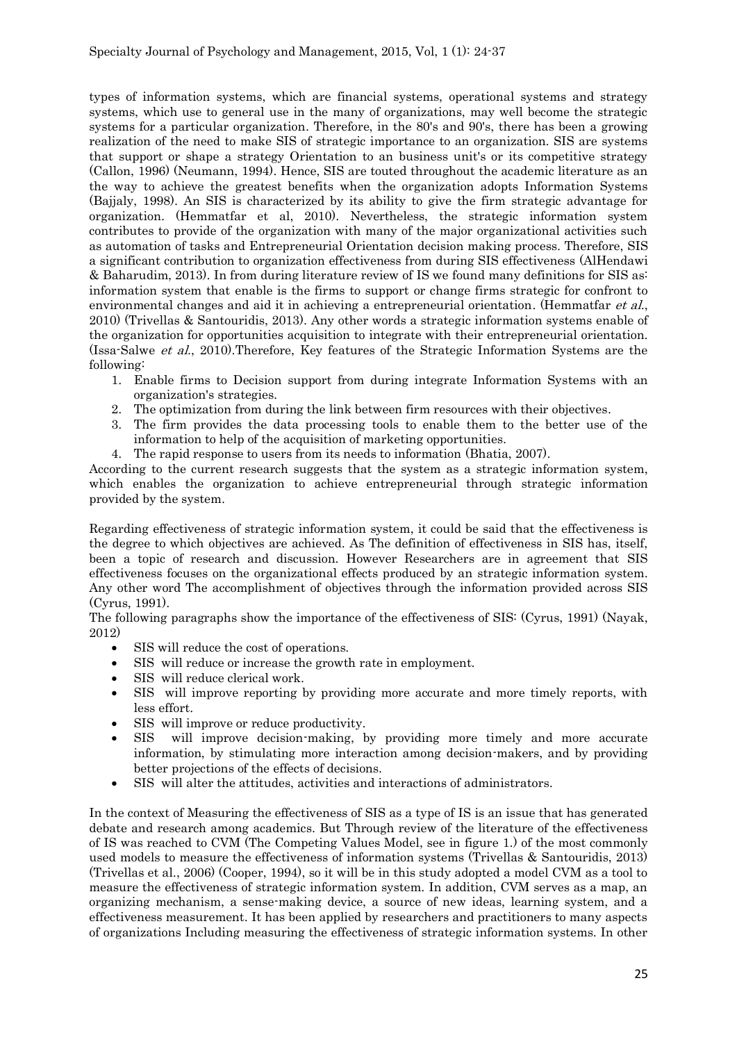types of information systems, which are financial systems, operational systems and strategy systems, which use to general use in the many of organizations, may well become the strategic systems for a particular organization. Therefore, in the 80's and 90's, there has been a growing realization of the need to make SIS of strategic importance to an organization. SIS are systems that support or shape a strategy Orientation to an business unit's or its competitive strategy (Callon, 1996) (Neumann, 1994). Hence, SIS are touted throughout the academic literature as an the way to achieve the greatest benefits when the organization adopts Information Systems (Bajjaly, 1998). An SIS is characterized by its ability to give the firm strategic advantage for organization. (Hemmatfar et al, 2010). Nevertheless, the strategic information system contributes to provide of the organization with many of the major organizational activities such as automation of tasks and Entrepreneurial Orientation decision making process. Therefore, SIS a significant contribution to organization effectiveness from during SIS effectiveness (AlHendawi & Baharudim, 2013). In from during literature review of IS we found many definitions for SIS as: information system that enable is the firms to support or change firms strategic for confront to environmental changes and aid it in achieving a entrepreneurial orientation. (Hemmatfar *et al.*, 2010) (Trivellas & Santouridis, 2013). Any other words a strategic information systems enable of the organization for opportunities acquisition to integrate with their entrepreneurial orientation. (Issa-Salwe *et al.*, 2010).Therefore, Key features of the Strategic Information Systems are the following:

1. Enable firms to Decision support from during integrate Information Systems with an organization's strategies.
2. The optimization from during the link between firm resources with their objectives.
3. The firm provides the data processing tools to enable them to the better use of the information to help of the acquisition of marketing opportunities.
4. The rapid response to users from its needs to information (Bhatia, 2007).

According to the current research suggests that the system as a strategic information system, which enables the organization to achieve entrepreneurial through strategic information provided by the system.

Regarding effectiveness of strategic information system, it could be said that the effectiveness is the degree to which objectives are achieved. As The definition of effectiveness in SIS has, itself, been a topic of research and discussion. However Researchers are in agreement that SIS effectiveness focuses on the organizational effects produced by an strategic information system. Any other word The accomplishment of objectives through the information provided across SIS (Cyrus, 1991).

The following paragraphs show the importance of the effectiveness of SIS: (Cyrus, 1991) (Nayak, 2012)

- SIS will reduce the cost of operations.
- SIS will reduce or increase the growth rate in employment.
- SIS will reduce clerical work.
- SIS will improve reporting by providing more accurate and more timely reports, with less effort.
- SIS will improve or reduce productivity.
- SIS will improve decision-making, by providing more timely and more accurate information, by stimulating more interaction among decision-makers, and by providing better projections of the effects of decisions.
- SIS will alter the attitudes, activities and interactions of administrators.

In the context of Measuring the effectiveness of SIS as a type of IS is an issue that has generated debate and research among academics. But Through review of the literature of the effectiveness of IS was reached to CVM (The Competing Values Model, see in figure 1.) of the most commonly used models to measure the effectiveness of information systems (Trivellas & Santouridis, 2013) (Trivellas et al., 2006) (Cooper, 1994), so it will be in this study adopted a model CVM as a tool to measure the effectiveness of strategic information system. In addition, CVM serves as a map, an organizing mechanism, a sense-making device, a source of new ideas, learning system, and a effectiveness measurement. It has been applied by researchers and practitioners to many aspects of organizations Including measuring the effectiveness of strategic information systems. In other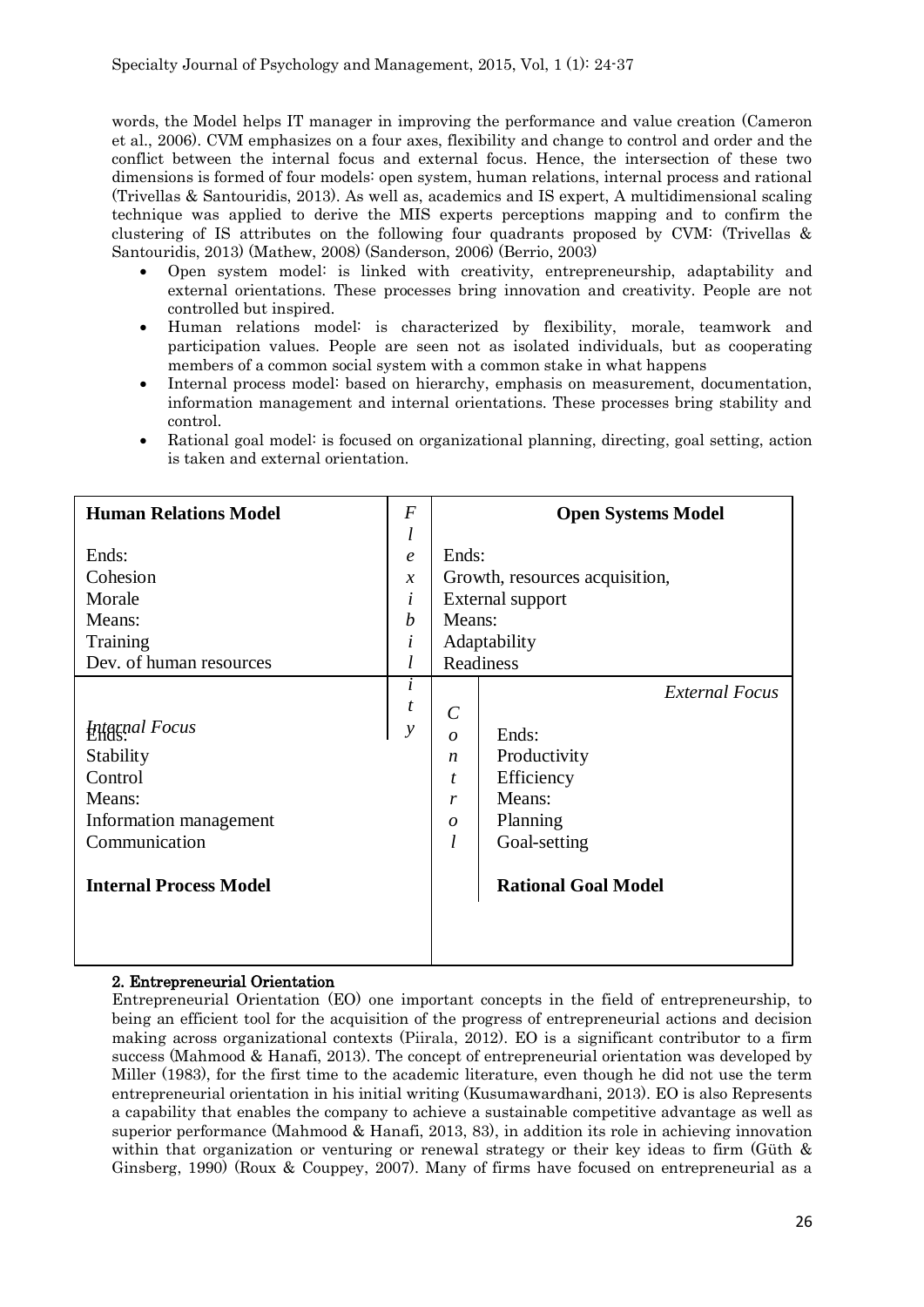words, the Model helps IT manager in improving the performance and value creation (Cameron et al., 2006). CVM emphasizes on a four axes, flexibility and change to control and order and the conflict between the internal focus and external focus. Hence, the intersection of these two dimensions is formed of four models: open system, human relations, internal process and rational (Trivellas & Santouridis, 2013). As well as, academics and IS expert, A multidimensional scaling technique was applied to derive the MIS experts perceptions mapping and to confirm the clustering of IS attributes on the following four quadrants proposed by CVM: (Trivellas & Santouridis, 2013) (Mathew, 2008) (Sanderson, 2006) (Berrio, 2003)

- Open system model: is linked with creativity, entrepreneurship, adaptability and external orientations. These processes bring innovation and creativity. People are not controlled but inspired.
- Human relations model: is characterized by flexibility, morale, teamwork and participation values. People are seen not as isolated individuals, but as cooperating members of a common social system with a common stake in what happens
- Internal process model: based on hierarchy, emphasis on measurement, documentation, information management and internal orientations. These processes bring stability and control.
- Rational goal model: is focused on organizational planning, directing, goal setting, action is taken and external orientation.

| **Human Relations Model** | *Flexibility* | **Open Systems Model** |
|---|---|---|
| Ends: Cohesion, Morale | | Ends: Growth, resources acquisition, External support |
| Means: Training, Dev. of human resources | | Means: Adaptability, Readiness |
| *Internal Focus* | | *External Focus* |
| Ends: Stability, Control | *Control* | Ends: Productivity, Efficiency |
| Means: Information management, Communication | | Means: Planning, Goal-setting |
| **Internal Process Model** | | **Rational Goal Model** |

## 2. Entrepreneurial Orientation

Entrepreneurial Orientation (EO) one important concepts in the field of entrepreneurship, to being an efficient tool for the acquisition of the progress of entrepreneurial actions and decision making across organizational contexts (Piirala, 2012). EO is a significant contributor to a firm success (Mahmood & Hanafi, 2013). The concept of entrepreneurial orientation was developed by Miller (1983), for the first time to the academic literature, even though he did not use the term entrepreneurial orientation in his initial writing (Kusumawardhani, 2013). EO is also Represents a capability that enables the company to achieve a sustainable competitive advantage as well as superior performance (Mahmood & Hanafi, 2013, 83), in addition its role in achieving innovation within that organization or venturing or renewal strategy or their key ideas to firm (Güth & Ginsberg, 1990) (Roux & Couppey, 2007). Many of firms have focused on entrepreneurial as a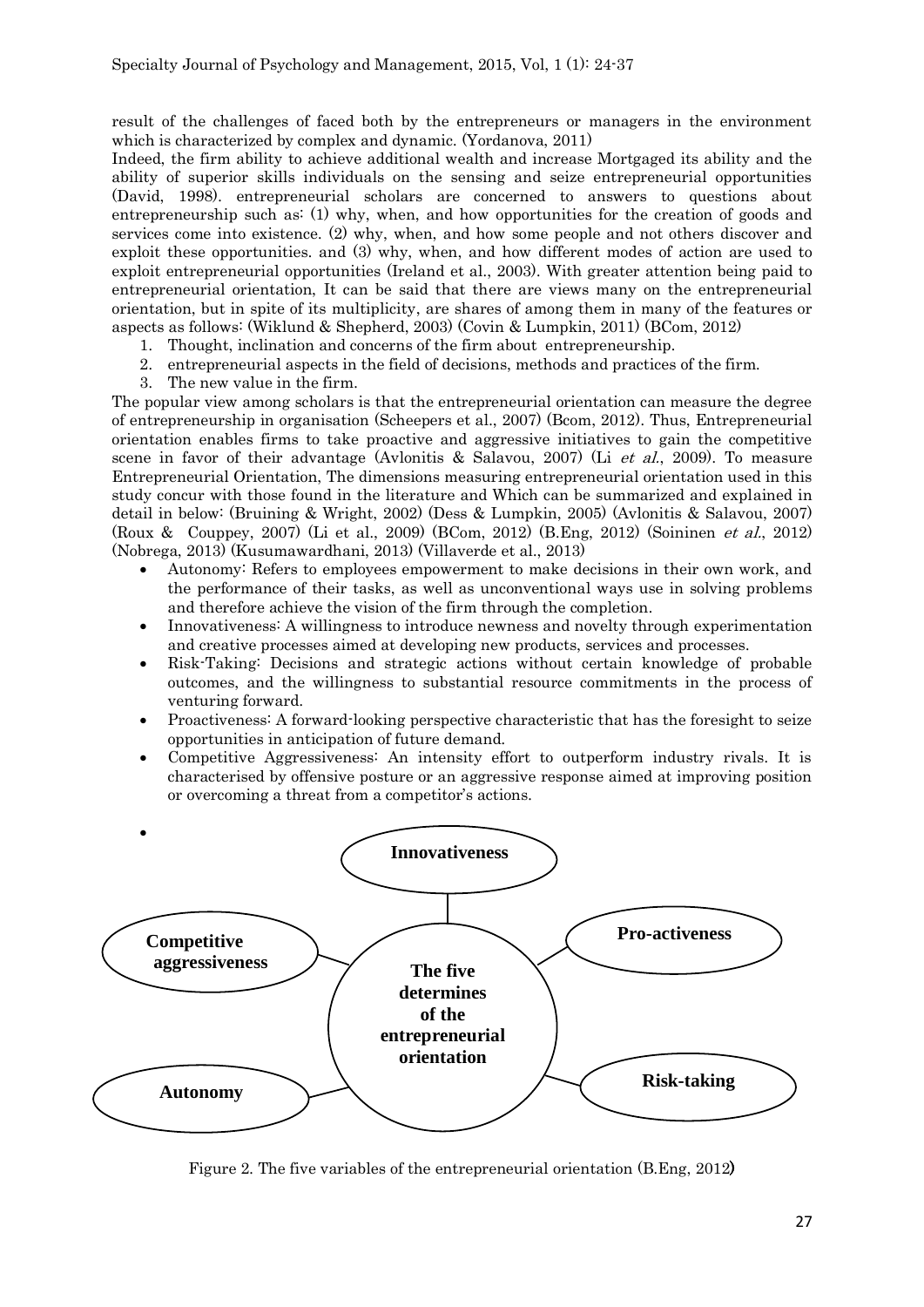result of the challenges of faced both by the entrepreneurs or managers in the environment which is characterized by complex and dynamic. (Yordanova, 2011)

Indeed, the firm ability to achieve additional wealth and increase Mortgaged its ability and the ability of superior skills individuals on the sensing and seize entrepreneurial opportunities (David, 1998). entrepreneurial scholars are concerned to answers to questions about entrepreneurship such as: (1) why, when, and how opportunities for the creation of goods and services come into existence. (2) why, when, and how some people and not others discover and exploit these opportunities. and (3) why, when, and how different modes of action are used to exploit entrepreneurial opportunities (Ireland et al., 2003). With greater attention being paid to entrepreneurial orientation, It can be said that there are views many on the entrepreneurial orientation, but in spite of its multiplicity, are shares of among them in many of the features or aspects as follows: (Wiklund & Shepherd, 2003) (Covin & Lumpkin, 2011) (BCom, 2012)

1. Thought, inclination and concerns of the firm about entrepreneurship.
2. entrepreneurial aspects in the field of decisions, methods and practices of the firm.
3. The new value in the firm.

The popular view among scholars is that the entrepreneurial orientation can measure the degree of entrepreneurship in organisation (Scheepers et al., 2007) (Bcom, 2012). Thus, Entrepreneurial orientation enables firms to take proactive and aggressive initiatives to gain the competitive scene in favor of their advantage (Avlonitis & Salavou, 2007) (Li *et al.*, 2009). To measure Entrepreneurial Orientation, The dimensions measuring entrepreneurial orientation used in this study concur with those found in the literature and Which can be summarized and explained in detail in below: (Bruining & Wright, 2002) (Dess & Lumpkin, 2005) (Avlonitis & Salavou, 2007) (Roux & Couppey, 2007) (Li et al., 2009) (BCom, 2012) (B.Eng, 2012) (Soininen *et al.*, 2012) (Nobrega, 2013) (Kusumawardhani, 2013) (Villaverde et al., 2013)

- Autonomy: Refers to employees empowerment to make decisions in their own work, and the performance of their tasks, as well as unconventional ways use in solving problems and therefore achieve the vision of the firm through the completion.
- Innovativeness: A willingness to introduce newness and novelty through experimentation and creative processes aimed at developing new products, services and processes.
- Risk-Taking: Decisions and strategic actions without certain knowledge of probable outcomes, and the willingness to substantial resource commitments in the process of venturing forward.
- Proactiveness: A forward-looking perspective characteristic that has the foresight to seize opportunities in anticipation of future demand.
- Competitive Aggressiveness: An intensity effort to outperform industry rivals. It is characterised by offensive posture or an aggressive response aimed at improving position or overcoming a threat from a competitor's actions.

**Innovativeness**

**Competitive aggressiveness** — **The five determines of the entrepreneurial orientation** — **Pro-activeness**

**Autonomy** — **Risk-taking**

Figure 2. The five variables of the entrepreneurial orientation (B.Eng, 2012)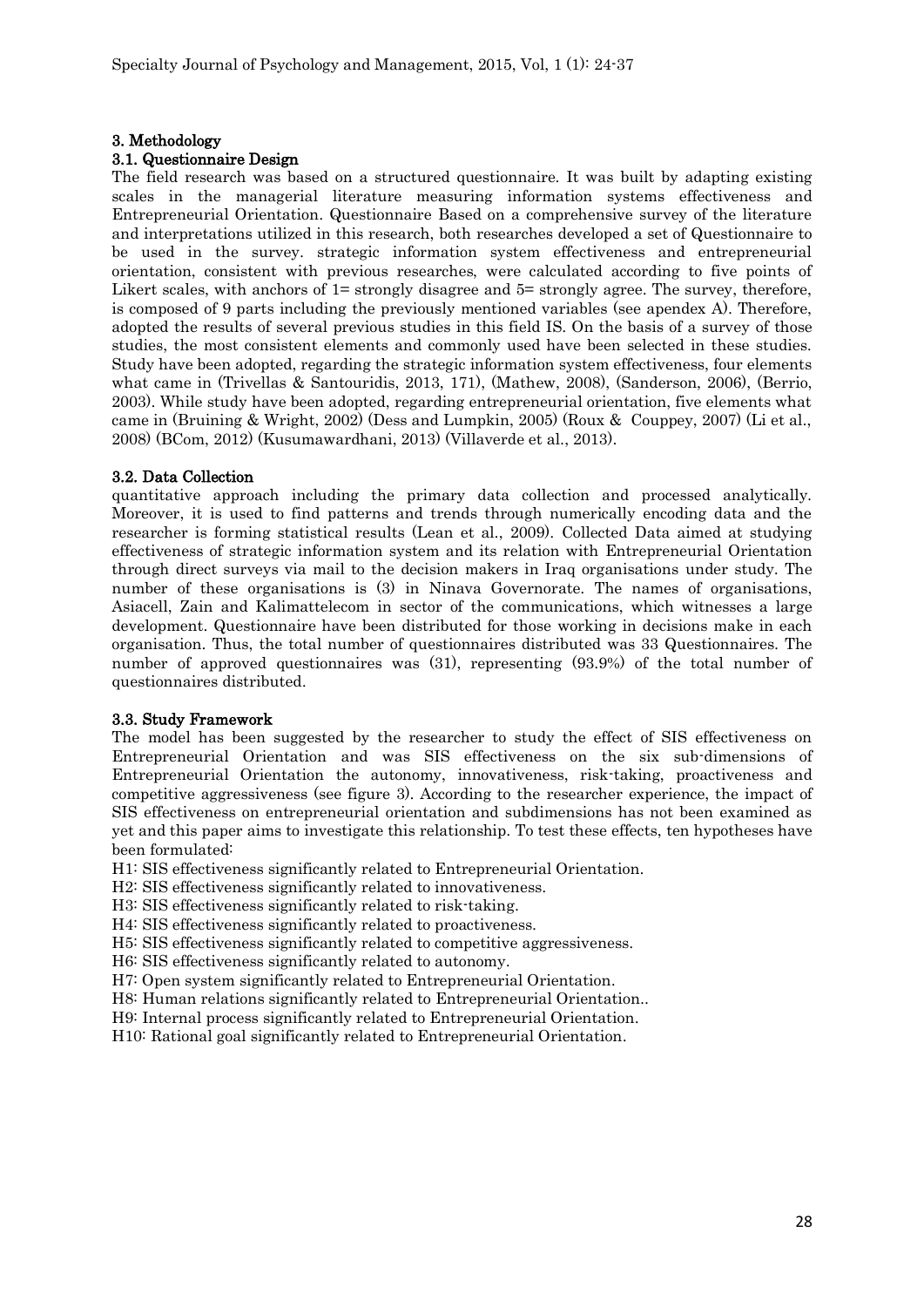## 3. Methodology

### 3.1. Questionnaire Design

The field research was based on a structured questionnaire. It was built by adapting existing scales in the managerial literature measuring information systems effectiveness and Entrepreneurial Orientation. Questionnaire Based on a comprehensive survey of the literature and interpretations utilized in this research, both researches developed a set of Questionnaire to be used in the survey. strategic information system effectiveness and entrepreneurial orientation, consistent with previous researches, were calculated according to five points of Likert scales, with anchors of 1= strongly disagree and 5= strongly agree. The survey, therefore, is composed of 9 parts including the previously mentioned variables (see apendex A). Therefore, adopted the results of several previous studies in this field IS. On the basis of a survey of those studies, the most consistent elements and commonly used have been selected in these studies. Study have been adopted, regarding the strategic information system effectiveness, four elements what came in (Trivellas & Santouridis, 2013, 171), (Mathew, 2008), (Sanderson, 2006), (Berrio, 2003). While study have been adopted, regarding entrepreneurial orientation, five elements what came in (Bruining & Wright, 2002) (Dess and Lumpkin, 2005) (Roux & Couppey, 2007) (Li et al., 2008) (BCom, 2012) (Kusumawardhani, 2013) (Villaverde et al., 2013).

### 3.2. Data Collection

quantitative approach including the primary data collection and processed analytically. Moreover, it is used to find patterns and trends through numerically encoding data and the researcher is forming statistical results (Lean et al., 2009). Collected Data aimed at studying effectiveness of strategic information system and its relation with Entrepreneurial Orientation through direct surveys via mail to the decision makers in Iraq organisations under study. The number of these organisations is (3) in Ninava Governorate. The names of organisations, Asiacell, Zain and Kalimattelecom in sector of the communications, which witnesses a large development. Questionnaire have been distributed for those working in decisions make in each organisation. Thus, the total number of questionnaires distributed was 33 Questionnaires. The number of approved questionnaires was (31), representing (93.9%) of the total number of questionnaires distributed.

### 3.3. Study Framework

The model has been suggested by the researcher to study the effect of SIS effectiveness on Entrepreneurial Orientation and was SIS effectiveness on the six sub-dimensions of Entrepreneurial Orientation the autonomy, innovativeness, risk-taking, proactiveness and competitive aggressiveness (see figure 3). According to the researcher experience, the impact of SIS effectiveness on entrepreneurial orientation and subdimensions has not been examined as yet and this paper aims to investigate this relationship. To test these effects, ten hypotheses have been formulated:

H1: SIS effectiveness significantly related to Entrepreneurial Orientation.
H2: SIS effectiveness significantly related to innovativeness.
H3: SIS effectiveness significantly related to risk-taking.
H4: SIS effectiveness significantly related to proactiveness.
H5: SIS effectiveness significantly related to competitive aggressiveness.
H6: SIS effectiveness significantly related to autonomy.
H7: Open system significantly related to Entrepreneurial Orientation.
H8: Human relations significantly related to Entrepreneurial Orientation..
H9: Internal process significantly related to Entrepreneurial Orientation.
H10: Rational goal significantly related to Entrepreneurial Orientation.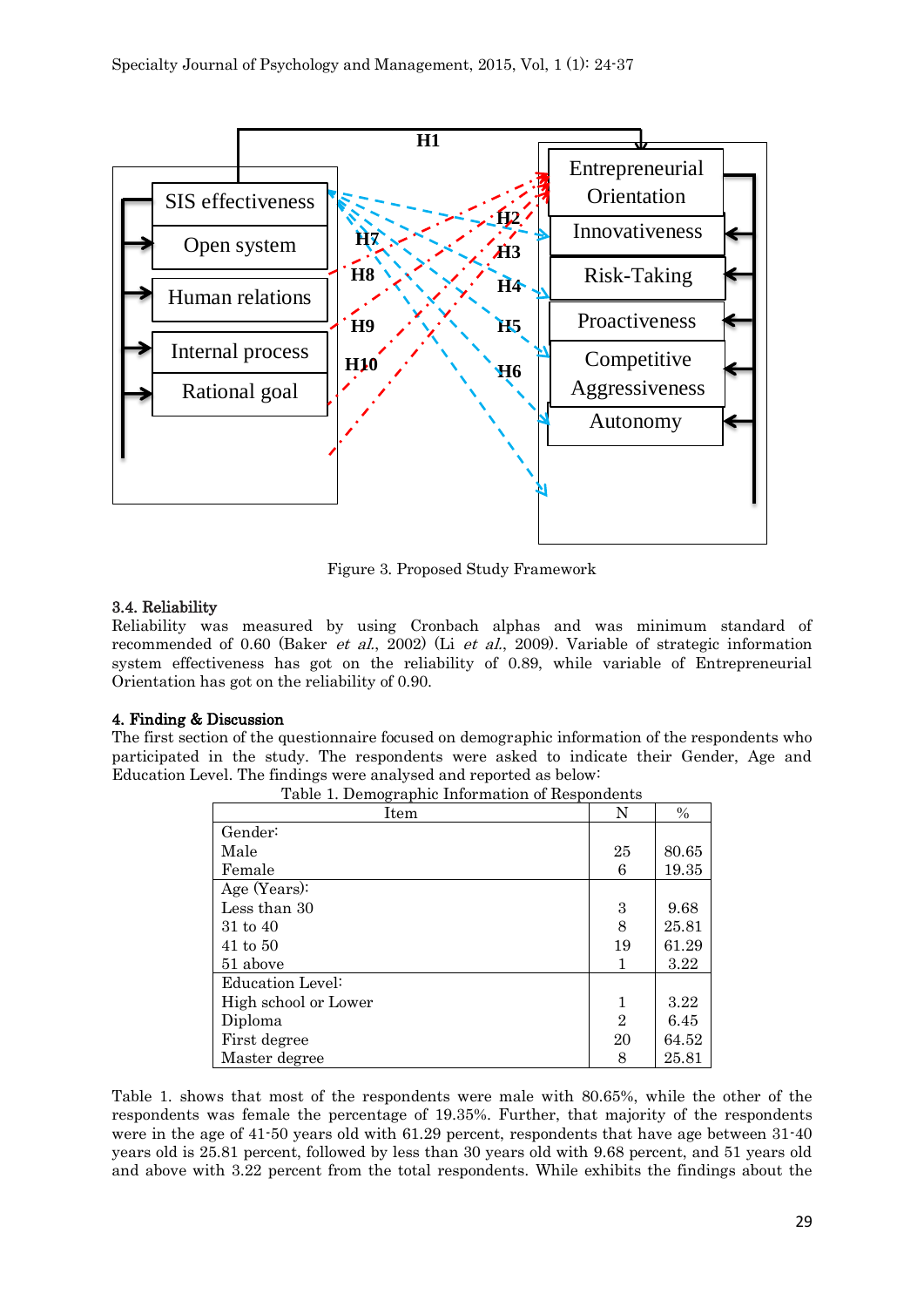Figure 3. Proposed Study Framework

### 3.4. Reliability

Reliability was measured by using Cronbach alphas and was minimum standard of recommended of 0.60 (Baker *et al.*, 2002) (Li *et al.*, 2009). Variable of strategic information system effectiveness has got on the reliability of 0.89, while variable of Entrepreneurial Orientation has got on the reliability of 0.90.

## 4. Finding & Discussion

The first section of the questionnaire focused on demographic information of the respondents who participated in the study. The respondents were asked to indicate their Gender, Age and Education Level. The findings were analysed and reported as below:

Table 1. Demographic Information of Respondents

| Item | N | % |
|---|---|---|
| Gender: | | |
| Male | 25 | 80.65 |
| Female | 6 | 19.35 |
| Age (Years): | | |
| Less than 30 | 3 | 9.68 |
| 31 to 40 | 8 | 25.81 |
| 41 to 50 | 19 | 61.29 |
| 51 above | 1 | 3.22 |
| Education Level: | | |
| High school or Lower | 1 | 3.22 |
| Diploma | 2 | 6.45 |
| First degree | 20 | 64.52 |
| Master degree | 8 | 25.81 |

Table 1. shows that most of the respondents were male with 80.65%, while the other of the respondents was female the percentage of 19.35%. Further, that majority of the respondents were in the age of 41-50 years old with 61.29 percent, respondents that have age between 31-40 years old is 25.81 percent, followed by less than 30 years old with 9.68 percent, and 51 years old and above with 3.22 percent from the total respondents. While exhibits the findings about the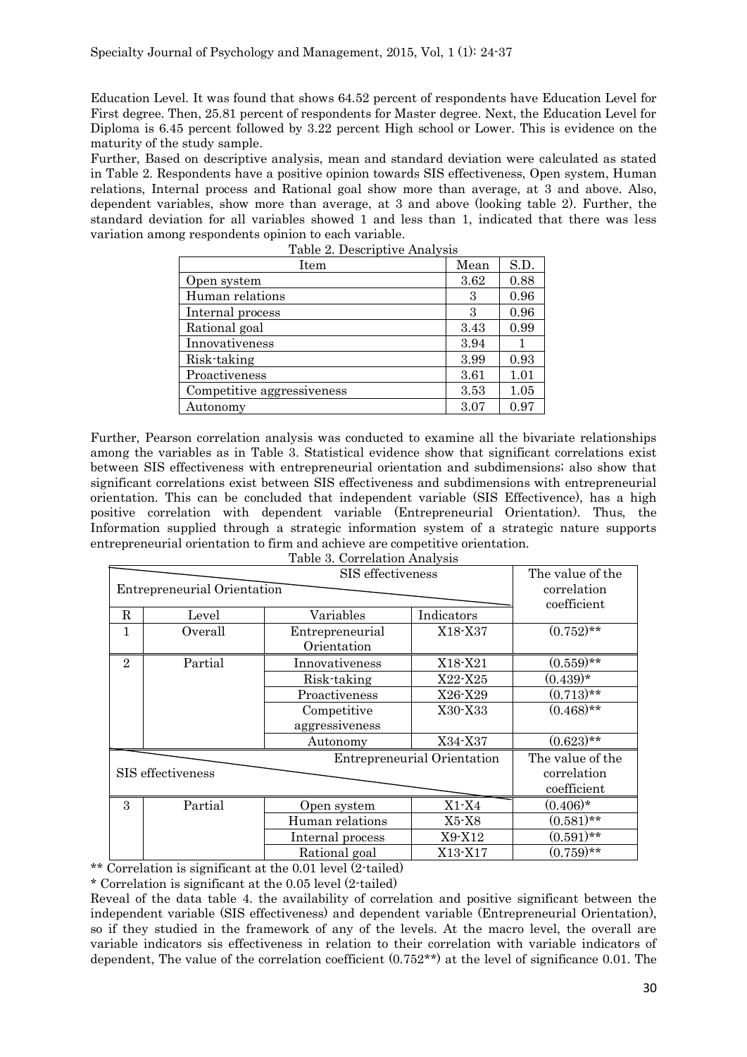Education Level. It was found that shows 64.52 percent of respondents have Education Level for First degree. Then, 25.81 percent of respondents for Master degree. Next, the Education Level for Diploma is 6.45 percent followed by 3.22 percent High school or Lower. This is evidence on the maturity of the study sample.

Further, Based on descriptive analysis, mean and standard deviation were calculated as stated in Table 2. Respondents have a positive opinion towards SIS effectiveness, Open system, Human relations, Internal process and Rational goal show more than average, at 3 and above. Also, dependent variables, show more than average, at 3 and above (looking table 2). Further, the standard deviation for all variables showed 1 and less than 1, indicated that there was less variation among respondents opinion to each variable.

Table 2. Descriptive Analysis

| Item | Mean | S.D. |
|---|---|---|
| Open system | 3.62 | 0.88 |
| Human relations | 3 | 0.96 |
| Internal process | 3 | 0.96 |
| Rational goal | 3.43 | 0.99 |
| Innovativeness | 3.94 | 1 |
| Risk-taking | 3.99 | 0.93 |
| Proactiveness | 3.61 | 1.01 |
| Competitive aggressiveness | 3.53 | 1.05 |
| Autonomy | 3.07 | 0.97 |

Further, Pearson correlation analysis was conducted to examine all the bivariate relationships among the variables as in Table 3. Statistical evidence show that significant correlations exist between SIS effectiveness with entrepreneurial orientation and subdimensions; also show that significant correlations exist between SIS effectiveness and subdimensions with entrepreneurial orientation. This can be concluded that independent variable (SIS Effectivence), has a high positive correlation with dependent variable (Entrepreneurial Orientation). Thus, the Information supplied through a strategic information system of a strategic nature supports entrepreneurial orientation to firm and achieve are competitive orientation.

Table 3. Correlation Analysis

| SIS effectiveness / Entrepreneurial Orientation | | | | The value of the correlation coefficient |
|---|---|---|---|---|
| R | Level | Variables | Indicators | |
| 1 | Overall | Entrepreneurial Orientation | X18-X37 | (0.752)** |
| 2 | Partial | Innovativeness | X18-X21 | (0.559)** |
| | | Risk-taking | X22-X25 | (0.439)* |
| | | Proactiveness | X26-X29 | (0.713)** |
| | | Competitive aggressiveness | X30-X33 | (0.468)** |
| | | Autonomy | X34-X37 | (0.623)** |
| **Entrepreneurial Orientation / SIS effectiveness** | | | | **The value of the correlation coefficient** |
| 3 | Partial | Open system | X1-X4 | (0.406)* |
| | | Human relations | X5-X8 | (0.581)** |
| | | Internal process | X9-X12 | (0.591)** |
| | | Rational goal | X13-X17 | (0.759)** |

** Correlation is significant at the 0.01 level (2-tailed)

* Correlation is significant at the 0.05 level (2-tailed)

Reveal of the data table 4. the availability of correlation and positive significant between the independent variable (SIS effectiveness) and dependent variable (Entrepreneurial Orientation), so if they studied in the framework of any of the levels. At the macro level, the overall are variable indicators sis effectiveness in relation to their correlation with variable indicators of dependent, The value of the correlation coefficient (0.752**) at the level of significance 0.01. The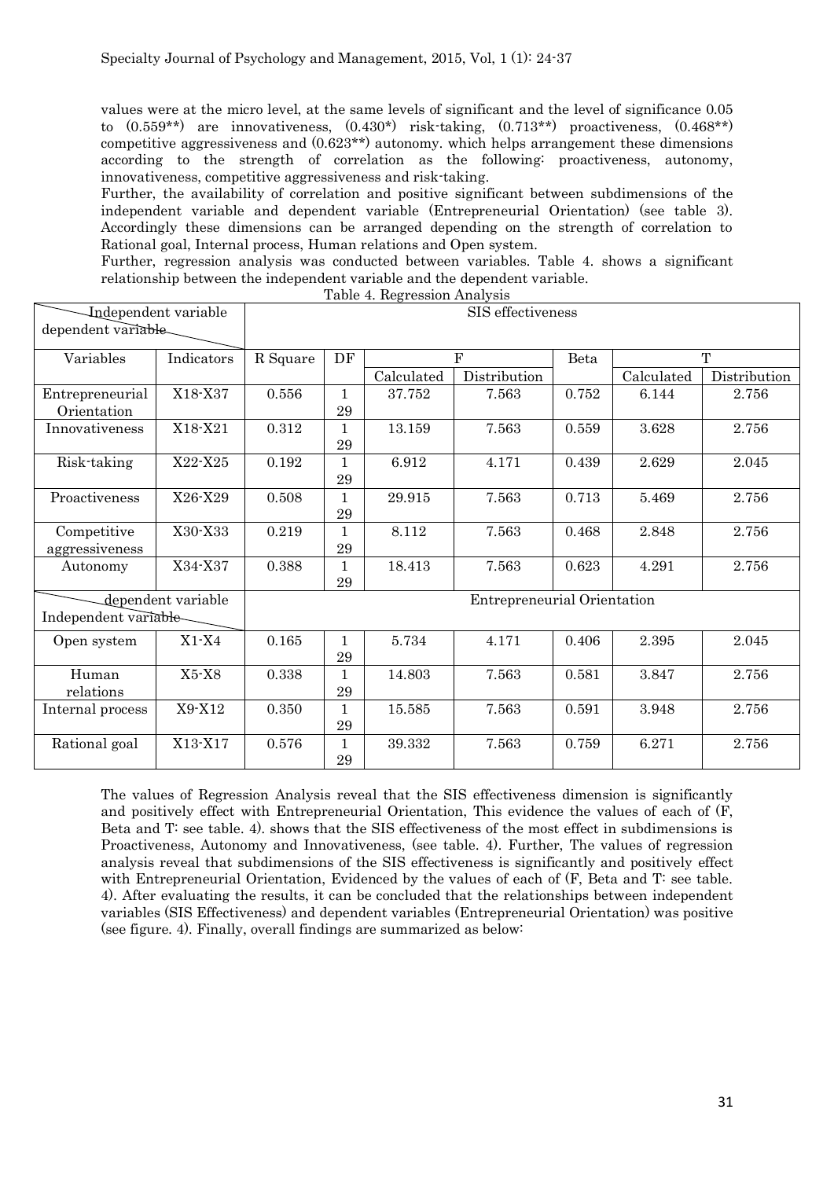values were at the micro level, at the same levels of significant and the level of significance 0.05 to (0.559**) are innovativeness, (0.430*) risk-taking, (0.713**) proactiveness, (0.468**) competitive aggressiveness and (0.623**) autonomy. which helps arrangement these dimensions according to the strength of correlation as the following: proactiveness, autonomy, innovativeness, competitive aggressiveness and risk-taking.

Further, the availability of correlation and positive significant between subdimensions of the independent variable and dependent variable (Entrepreneurial Orientation) (see table 3). Accordingly these dimensions can be arranged depending on the strength of correlation to Rational goal, Internal process, Human relations and Open system.

Further, regression analysis was conducted between variables. Table 4. shows a significant relationship between the independent variable and the dependent variable.

Table 4. Regression Analysis

| Independent variable / dependent variable | | SIS effectiveness | | | | | | |
|---|---|---|---|---|---|---|---|---|
| Variables | Indicators | R Square | DF | F | | Beta | T | |
| | | | | Calculated | Distribution | | Calculated | Distribution |
| Entrepreneurial Orientation | X18-X37 | 0.556 | 1 29 | 37.752 | 7.563 | 0.752 | 6.144 | 2.756 |
| Innovativeness | X18-X21 | 0.312 | 1 29 | 13.159 | 7.563 | 0.559 | 3.628 | 2.756 |
| Risk-taking | X22-X25 | 0.192 | 1 29 | 6.912 | 4.171 | 0.439 | 2.629 | 2.045 |
| Proactiveness | X26-X29 | 0.508 | 1 29 | 29.915 | 7.563 | 0.713 | 5.469 | 2.756 |
| Competitive aggressiveness | X30-X33 | 0.219 | 1 29 | 8.112 | 7.563 | 0.468 | 2.848 | 2.756 |
| Autonomy | X34-X37 | 0.388 | 1 29 | 18.413 | 7.563 | 0.623 | 4.291 | 2.756 |
| dependent variable / Independent variable | | Entrepreneurial Orientation | | | | | | |
| Open system | X1-X4 | 0.165 | 1 29 | 5.734 | 4.171 | 0.406 | 2.395 | 2.045 |
| Human relations | X5-X8 | 0.338 | 1 29 | 14.803 | 7.563 | 0.581 | 3.847 | 2.756 |
| Internal process | X9-X12 | 0.350 | 1 29 | 15.585 | 7.563 | 0.591 | 3.948 | 2.756 |
| Rational goal | X13-X17 | 0.576 | 1 29 | 39.332 | 7.563 | 0.759 | 6.271 | 2.756 |

The values of Regression Analysis reveal that the SIS effectiveness dimension is significantly and positively effect with Entrepreneurial Orientation, This evidence the values of each of (F, Beta and T: see table. 4). shows that the SIS effectiveness of the most effect in subdimensions is Proactiveness, Autonomy and Innovativeness, (see table. 4). Further, The values of regression analysis reveal that subdimensions of the SIS effectiveness is significantly and positively effect with Entrepreneurial Orientation, Evidenced by the values of each of (F, Beta and T: see table. 4). After evaluating the results, it can be concluded that the relationships between independent variables (SIS Effectiveness) and dependent variables (Entrepreneurial Orientation) was positive (see figure. 4). Finally, overall findings are summarized as below: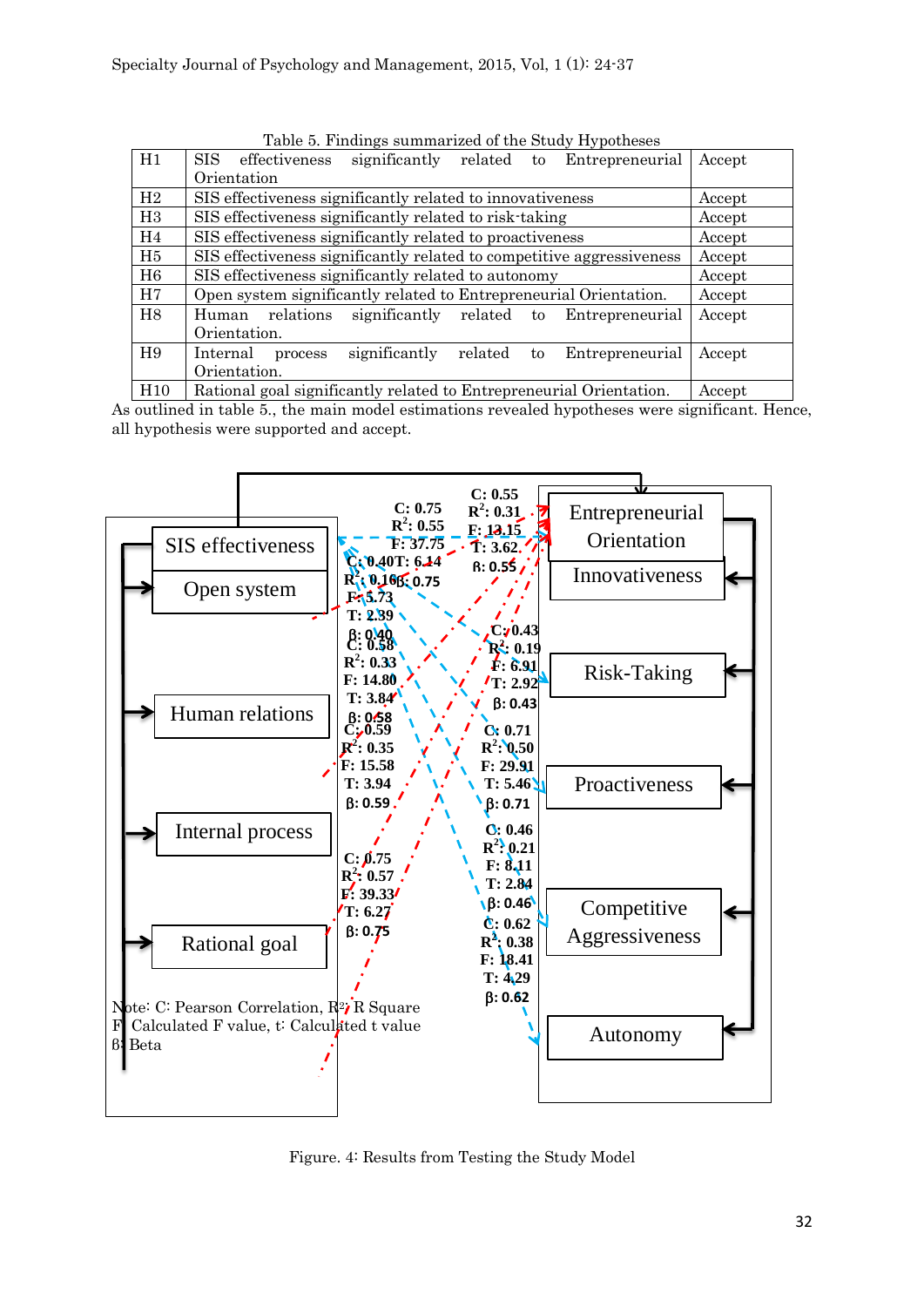Table 5. Findings summarized of the Study Hypotheses

| | | |
|---|---|---|
| H1 | SIS effectiveness significantly related to Entrepreneurial Orientation | Accept |
| H2 | SIS effectiveness significantly related to innovativeness | Accept |
| H3 | SIS effectiveness significantly related to risk-taking | Accept |
| H4 | SIS effectiveness significantly related to proactiveness | Accept |
| H5 | SIS effectiveness significantly related to competitive aggressiveness | Accept |
| H6 | SIS effectiveness significantly related to autonomy | Accept |
| H7 | Open system significantly related to Entrepreneurial Orientation. | Accept |
| H8 | Human relations significantly related to Entrepreneurial Orientation. | Accept |
| H9 | Internal process significantly related to Entrepreneurial Orientation. | Accept |
| H10 | Rational goal significantly related to Entrepreneurial Orientation. | Accept |

As outlined in table 5., the main model estimations revealed hypotheses were significant. Hence, all hypothesis were supported and accept.

Note: C: Pearson Correlation, $R^2$: R Square
F: Calculated F value, t: Calculated t value
β: Beta

Figure. 4: Results from Testing the Study Model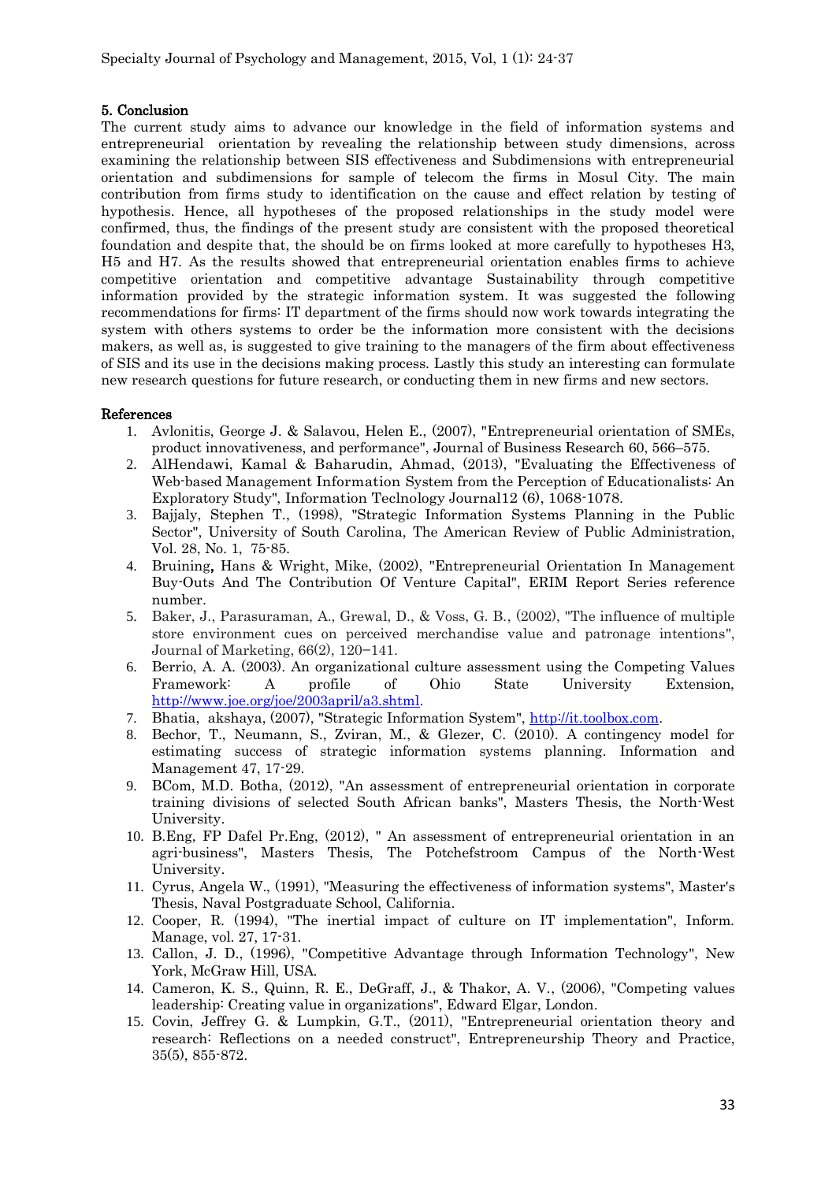## 5. Conclusion

The current study aims to advance our knowledge in the field of information systems and entrepreneurial orientation by revealing the relationship between study dimensions, across examining the relationship between SIS effectiveness and Subdimensions with entrepreneurial orientation and subdimensions for sample of telecom the firms in Mosul City. The main contribution from firms study to identification on the cause and effect relation by testing of hypothesis. Hence, all hypotheses of the proposed relationships in the study model were confirmed, thus, the findings of the present study are consistent with the proposed theoretical foundation and despite that, the should be on firms looked at more carefully to hypotheses H3, H5 and H7. As the results showed that entrepreneurial orientation enables firms to achieve competitive orientation and competitive advantage Sustainability through competitive information provided by the strategic information system. It was suggested the following recommendations for firms: IT department of the firms should now work towards integrating the system with others systems to order be the information more consistent with the decisions makers, as well as, is suggested to give training to the managers of the firm about effectiveness of SIS and its use in the decisions making process. Lastly this study an interesting can formulate new research questions for future research, or conducting them in new firms and new sectors.

## References

1. Avlonitis, George J. & Salavou, Helen E., (2007), "Entrepreneurial orientation of SMEs, product innovativeness, and performance", Journal of Business Research 60, 566–575.
2. AlHendawi, Kamal & Baharudin, Ahmad, (2013), "Evaluating the Effectiveness of Web-based Management Information System from the Perception of Educationalists: An Exploratory Study", Information Teclnology Journal12 (6), 1068-1078.
3. Bajjaly, Stephen T., (1998), "Strategic Information Systems Planning in the Public Sector", University of South Carolina, The American Review of Public Administration, Vol. 28, No. 1, 75-85.
4. Bruining, Hans & Wright, Mike, (2002), "Entrepreneurial Orientation In Management Buy-Outs And The Contribution Of Venture Capital", ERIM Report Series reference number.
5. Baker, J., Parasuraman, A., Grewal, D., & Voss, G. B., (2002), "The influence of multiple store environment cues on perceived merchandise value and patronage intentions", Journal of Marketing, 66(2), 120−141.
6. Berrio, A. A. (2003). An organizational culture assessment using the Competing Values Framework: A profile of Ohio State University Extension, http://www.joe.org/joe/2003april/a3.shtml.
7. Bhatia, akshaya, (2007), "Strategic Information System", http://it.toolbox.com.
8. Bechor, T., Neumann, S., Zviran, M., & Glezer, C. (2010). A contingency model for estimating success of strategic information systems planning. Information and Management 47, 17-29.
9. BCom, M.D. Botha, (2012), "An assessment of entrepreneurial orientation in corporate training divisions of selected South African banks", Masters Thesis, the North-West University.
10. B.Eng, FP Dafel Pr.Eng, (2012), " An assessment of entrepreneurial orientation in an agri-business", Masters Thesis, The Potchefstroom Campus of the North-West University.
11. Cyrus, Angela W., (1991), "Measuring the effectiveness of information systems", Master's Thesis, Naval Postgraduate School, California.
12. Cooper, R. (1994), "The inertial impact of culture on IT implementation", Inform. Manage, vol. 27, 17-31.
13. Callon, J. D., (1996), "Competitive Advantage through Information Technology", New York, McGraw Hill, USA.
14. Cameron, K. S., Quinn, R. E., DeGraff, J., & Thakor, A. V., (2006), "Competing values leadership: Creating value in organizations", Edward Elgar, London.
15. Covin, Jeffrey G. & Lumpkin, G.T., (2011), "Entrepreneurial orientation theory and research: Reflections on a needed construct", Entrepreneurship Theory and Practice, 35(5), 855-872.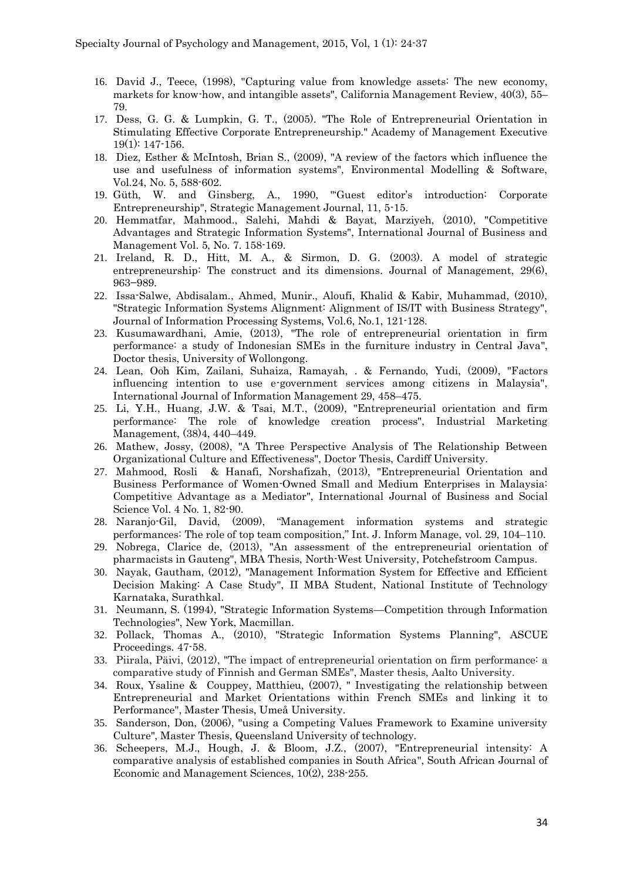16. David J., Teece, (1998), "Capturing value from knowledge assets: The new economy, markets for know-how, and intangible assets", California Management Review, 40(3), 55–79.
17. Dess, G. G. & Lumpkin, G. T., (2005). "The Role of Entrepreneurial Orientation in Stimulating Effective Corporate Entrepreneurship." Academy of Management Executive 19(1): 147-156.
18. Diez, Esther & McIntosh, Brian S., (2009), "A review of the factors which influence the use and usefulness of information systems", Environmental Modelling & Software, Vol.24, No. 5, 588-602.
19. Güth, W. and Ginsberg, A., 1990, "'Guest editor's introduction: Corporate Entrepreneurship", Strategic Management Journal, 11, 5-15.
20. Hemmatfar, Mahmood., Salehi, Mahdi & Bayat, Marziyeh, (2010), "Competitive Advantages and Strategic Information Systems", International Journal of Business and Management Vol. 5, No. 7. 158-169.
21. Ireland, R. D., Hitt, M. A., & Sirmon, D. G. (2003). A model of strategic entrepreneurship: The construct and its dimensions. Journal of Management, 29(6), 963–989.
22. Issa-Salwe, Abdisalam., Ahmed, Munir., Aloufi, Khalid & Kabir, Muhammad, (2010), "Strategic Information Systems Alignment: Alignment of IS/IT with Business Strategy", Journal of Information Processing Systems, Vol.6, No.1, 121-128.
23. Kusumawardhani, Amie, (2013), "The role of entrepreneurial orientation in firm performance: a study of Indonesian SMEs in the furniture industry in Central Java", Doctor thesis, University of Wollongong.
24. Lean, Ooh Kim, Zailani, Suhaiza, Ramayah, . & Fernando, Yudi, (2009), "Factors influencing intention to use e-government services among citizens in Malaysia", International Journal of Information Management 29, 458–475.
25. Li, Y.H., Huang, J.W. & Tsai, M.T., (2009), "Entrepreneurial orientation and firm performance: The role of knowledge creation process", Industrial Marketing Management, (38)4, 440–449.
26. Mathew, Jossy, (2008), "A Three Perspective Analysis of The Relationship Between Organizational Culture and Effectiveness", Doctor Thesis, Cardiff University.
27. Mahmood, Rosli & Hanafi, Norshafizah, (2013), "Entrepreneurial Orientation and Business Performance of Women-Owned Small and Medium Enterprises in Malaysia: Competitive Advantage as a Mediator", International Journal of Business and Social Science Vol. 4 No. 1, 82-90.
28. Naranjo-Gil, David, (2009), "Management information systems and strategic performances: The role of top team composition," Int. J. Inform Manage, vol. 29, 104–110.
29. Nobrega, Clarice de, (2013), "An assessment of the entrepreneurial orientation of pharmacists in Gauteng", MBA Thesis, North-West University, Potchefstroom Campus.
30. Nayak, Gautham, (2012), "Management Information System for Effective and Efficient Decision Making: A Case Study", II MBA Student, National Institute of Technology Karnataka, Surathkal.
31. Neumann, S. (1994), "Strategic Information Systems—Competition through Information Technologies", New York, Macmillan.
32. Pollack, Thomas A., (2010), "Strategic Information Systems Planning", ASCUE Proceedings. 47-58.
33. Piirala, Päivi, (2012), "The impact of entrepreneurial orientation on firm performance: a comparative study of Finnish and German SMEs", Master thesis, Aalto University.
34. Roux, Ysaline & Couppey, Matthieu, (2007), " Investigating the relationship between Entrepreneurial and Market Orientations within French SMEs and linking it to Performance", Master Thesis, Umeå University.
35. Sanderson, Don, (2006), "using a Competing Values Framework to Examine university Culture", Master Thesis, Queensland University of technology.
36. Scheepers, M.J., Hough, J. & Bloom, J.Z., (2007), "Entrepreneurial intensity: A comparative analysis of established companies in South Africa", South African Journal of Economic and Management Sciences, 10(2), 238-255.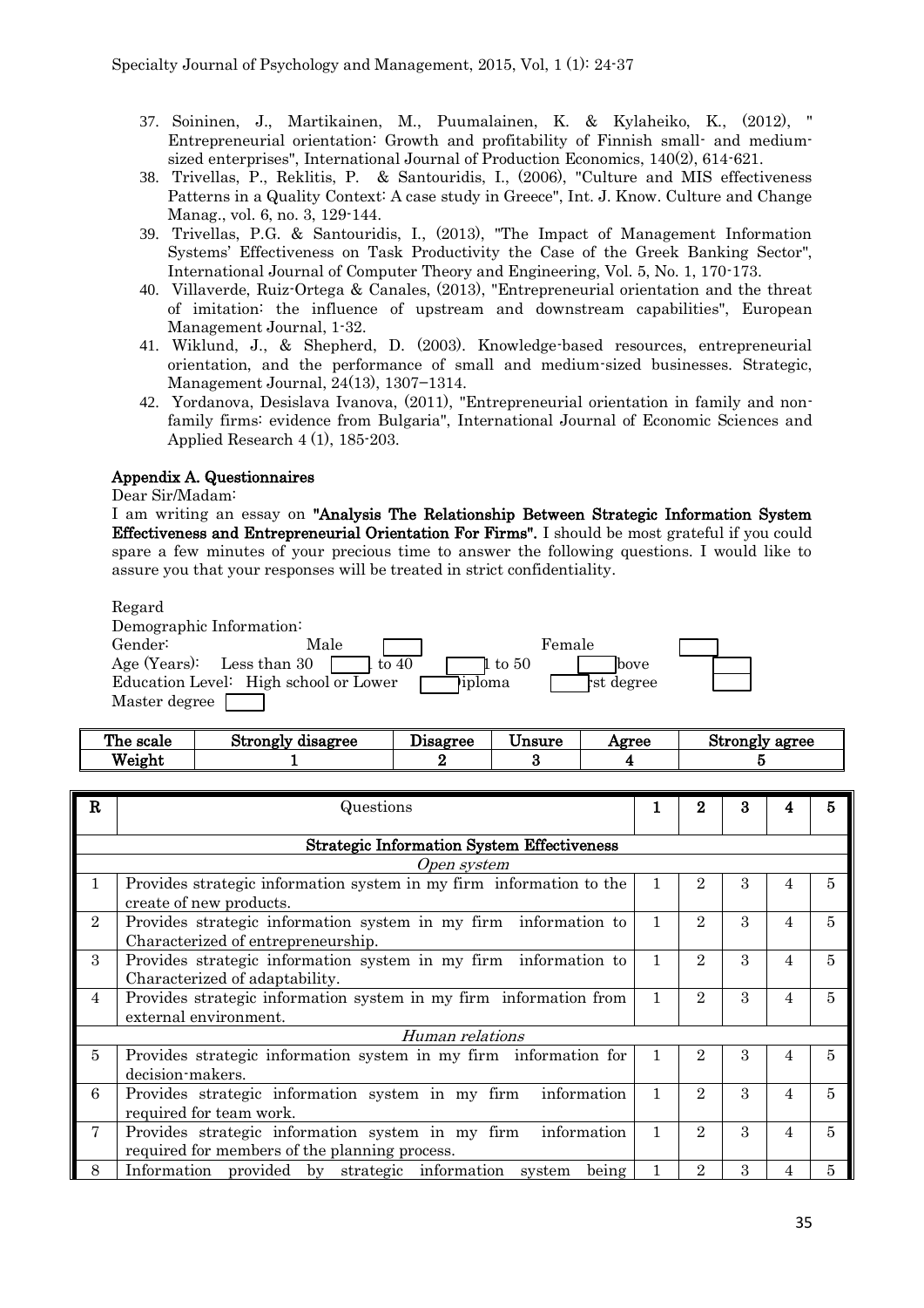37. Soininen, J., Martikainen, M., Puumalainen, K. & Kylaheiko, K., (2012), " Entrepreneurial orientation: Growth and profitability of Finnish small- and medium-sized enterprises", International Journal of Production Economics, 140(2), 614-621.
38. Trivellas, P., Reklitis, P. & Santouridis, I., (2006), "Culture and MIS effectiveness Patterns in a Quality Context: A case study in Greece", Int. J. Know. Culture and Change Manag., vol. 6, no. 3, 129-144.
39. Trivellas, P.G. & Santouridis, I., (2013), "The Impact of Management Information Systems' Effectiveness on Task Productivity the Case of the Greek Banking Sector", International Journal of Computer Theory and Engineering, Vol. 5, No. 1, 170-173.
40. Villaverde, Ruiz-Ortega & Canales, (2013), "Entrepreneurial orientation and the threat of imitation: the influence of upstream and downstream capabilities", European Management Journal, 1-32.
41. Wiklund, J., & Shepherd, D. (2003). Knowledge-based resources, entrepreneurial orientation, and the performance of small and medium-sized businesses. Strategic, Management Journal, 24(13), 1307–1314.
42. Yordanova, Desislava Ivanova, (2011), "Entrepreneurial orientation in family and non-family firms: evidence from Bulgaria", International Journal of Economic Sciences and Applied Research 4 (1), 185-203.

## Appendix A. Questionnaires

Dear Sir/Madam:

I am writing an essay on **"Analysis The Relationship Between Strategic Information System Effectiveness and Entrepreneurial Orientation For Firms".** I should be most grateful if you could spare a few minutes of your precious time to answer the following questions. I would like to assure you that your responses will be treated in strict confidentiality.

Regard

Demographic Information:

Gender: Male ☐ Female ☐

Age (Years): Less than 30 ☐ to 40 ☐ 1 to 50 ☐ bove ☐

Education Level: High school or Lower ☐ iploma ☐ st degree ☐

Master degree ☐

| The scale | Strongly disagree | Disagree | Unsure | Agree | Strongly agree |
|---|---|---|---|---|---|
| Weight | 1 | 2 | 3 | 4 | 5 |

| R | Questions | 1 | 2 | 3 | 4 | 5 |
|---|---|---|---|---|---|---|
| | **Strategic Information System Effectiveness** | | | | | |
| | *Open system* | | | | | |
| 1 | Provides strategic information system in my firm information to the create of new products. | 1 | 2 | 3 | 4 | 5 |
| 2 | Provides strategic information system in my firm information to Characterized of entrepreneurship. | 1 | 2 | 3 | 4 | 5 |
| 3 | Provides strategic information system in my firm information to Characterized of adaptability. | 1 | 2 | 3 | 4 | 5 |
| 4 | Provides strategic information system in my firm information from external environment. | 1 | 2 | 3 | 4 | 5 |
| | *Human relations* | | | | | |
| 5 | Provides strategic information system in my firm information for decision-makers. | 1 | 2 | 3 | 4 | 5 |
| 6 | Provides strategic information system in my firm information required for team work. | 1 | 2 | 3 | 4 | 5 |
| 7 | Provides strategic information system in my firm information required for members of the planning process. | 1 | 2 | 3 | 4 | 5 |
| 8 | Information provided by strategic information system being | 1 | 2 | 3 | 4 | 5 |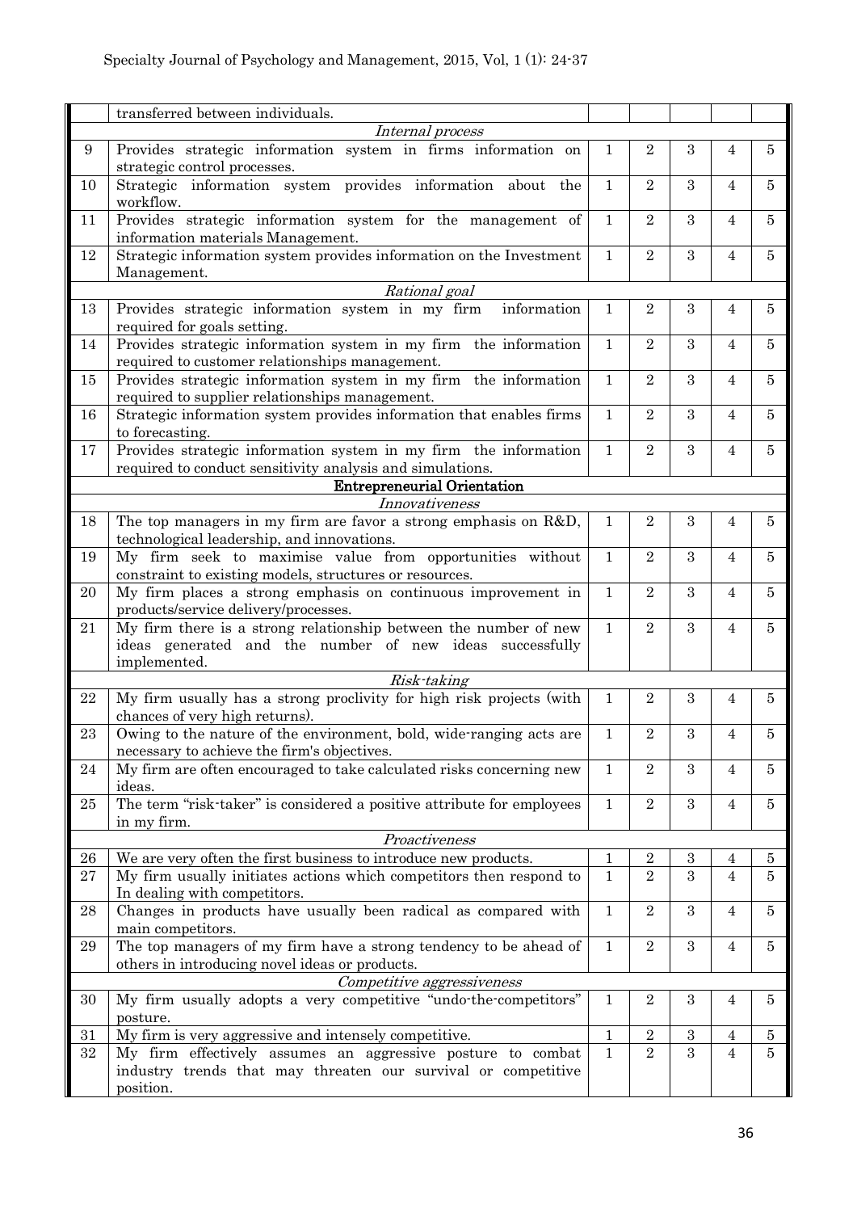| | | | | | | |
|---|---|---|---|---|---|---|
| | transferred between individuals. | | | | | |
| | *Internal process* | | | | | |
| 9 | Provides strategic information system in firms information on strategic control processes. | 1 | 2 | 3 | 4 | 5 |
| 10 | Strategic information system provides information about the workflow. | 1 | 2 | 3 | 4 | 5 |
| 11 | Provides strategic information system for the management of information materials Management. | 1 | 2 | 3 | 4 | 5 |
| 12 | Strategic information system provides information on the Investment Management. | 1 | 2 | 3 | 4 | 5 |
| | *Rational goal* | | | | | |
| 13 | Provides strategic information system in my firm information required for goals setting. | 1 | 2 | 3 | 4 | 5 |
| 14 | Provides strategic information system in my firm the information required to customer relationships management. | 1 | 2 | 3 | 4 | 5 |
| 15 | Provides strategic information system in my firm the information required to supplier relationships management. | 1 | 2 | 3 | 4 | 5 |
| 16 | Strategic information system provides information that enables firms to forecasting. | 1 | 2 | 3 | 4 | 5 |
| 17 | Provides strategic information system in my firm the information required to conduct sensitivity analysis and simulations. | 1 | 2 | 3 | 4 | 5 |
| | **Entrepreneurial Orientation** | | | | | |
| | *Innovativeness* | | | | | |
| 18 | The top managers in my firm are favor a strong emphasis on R&D, technological leadership, and innovations. | 1 | 2 | 3 | 4 | 5 |
| 19 | My firm seek to maximise value from opportunities without constraint to existing models, structures or resources. | 1 | 2 | 3 | 4 | 5 |
| 20 | My firm places a strong emphasis on continuous improvement in products/service delivery/processes. | 1 | 2 | 3 | 4 | 5 |
| 21 | My firm there is a strong relationship between the number of new ideas generated and the number of new ideas successfully implemented. | 1 | 2 | 3 | 4 | 5 |
| | *Risk-taking* | | | | | |
| 22 | My firm usually has a strong proclivity for high risk projects (with chances of very high returns). | 1 | 2 | 3 | 4 | 5 |
| 23 | Owing to the nature of the environment, bold, wide-ranging acts are necessary to achieve the firm's objectives. | 1 | 2 | 3 | 4 | 5 |
| 24 | My firm are often encouraged to take calculated risks concerning new ideas. | 1 | 2 | 3 | 4 | 5 |
| 25 | The term "risk-taker" is considered a positive attribute for employees in my firm. | 1 | 2 | 3 | 4 | 5 |
| | *Proactiveness* | | | | | |
| 26 | We are very often the first business to introduce new products. | 1 | 2 | 3 | 4 | 5 |
| 27 | My firm usually initiates actions which competitors then respond to In dealing with competitors. | 1 | 2 | 3 | 4 | 5 |
| 28 | Changes in products have usually been radical as compared with main competitors. | 1 | 2 | 3 | 4 | 5 |
| 29 | The top managers of my firm have a strong tendency to be ahead of others in introducing novel ideas or products. | 1 | 2 | 3 | 4 | 5 |
| | *Competitive aggressiveness* | | | | | |
| 30 | My firm usually adopts a very competitive "undo-the-competitors" posture. | 1 | 2 | 3 | 4 | 5 |
| 31 | My firm is very aggressive and intensely competitive. | 1 | 2 | 3 | 4 | 5 |
| 32 | My firm effectively assumes an aggressive posture to combat industry trends that may threaten our survival or competitive position. | 1 | 2 | 3 | 4 | 5 |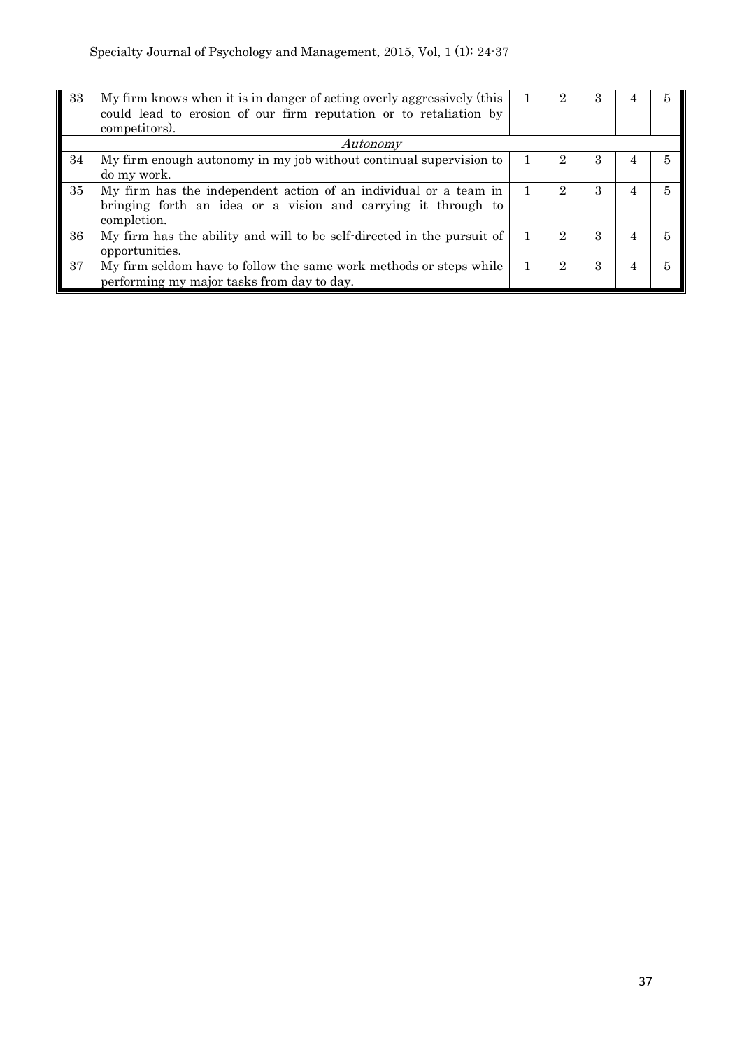| | | | | | | |
|---|---|---|---|---|---|---|
| 33 | My firm knows when it is in danger of acting overly aggressively (this could lead to erosion of our firm reputation or to retaliation by competitors). | 1 | 2 | 3 | 4 | 5 |
| | *Autonomy* | | | | | |
| 34 | My firm enough autonomy in my job without continual supervision to do my work. | 1 | 2 | 3 | 4 | 5 |
| 35 | My firm has the independent action of an individual or a team in bringing forth an idea or a vision and carrying it through to completion. | 1 | 2 | 3 | 4 | 5 |
| 36 | My firm has the ability and will to be self-directed in the pursuit of opportunities. | 1 | 2 | 3 | 4 | 5 |
| 37 | My firm seldom have to follow the same work methods or steps while performing my major tasks from day to day. | 1 | 2 | 3 | 4 | 5 |